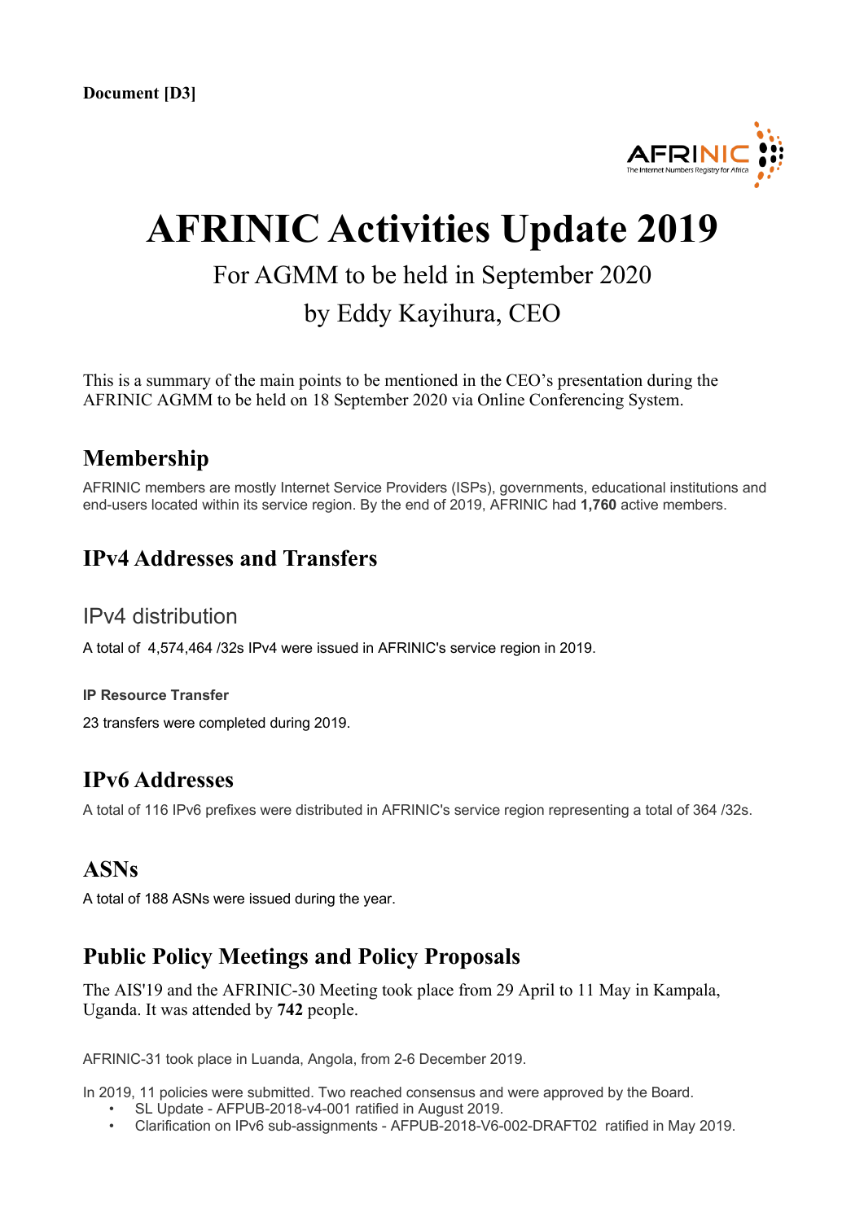**Document [D3]**

# AFRINIC Activities Update 2019

For AGMM to be held in September 2020

by Eddy Kayihura, CEO

This is a summary of the main points to be mentioned in the CEO's presentation during the AFRINIC AGMM to be held on 18 September 2020 via Online Conferencing System.

## Membership

AFRINIC members are mostly Internet Service Providers (ISPs), governments, educational institutions and end-users located within its service region. By the end of 2019, AFRINIC had **1,760** active members.

## IPv4 Addresses and Transfers

### IPv4 distribution

A total of 4,574,464 /32s IPv4 were issued in AFRINIC's service region in 2019.

#### IP Resource Transfer

23 transfers were completed during 2019.

## IPv6 Addresses

A total of 116 IPv6 prefixes were distributed in AFRINIC's service region representing a total of 364 /32s.

## ASNs

A total of 188 ASNs were issued during the year.

## Public Policy Meetings and Policy Proposals

The AIS'19 and the AFRINIC-30 Meeting took place from 29 April to 11 May in Kampala, Uganda. It was attended by **742** people.

AFRINIC-31 took place in Luanda, Angola, from 2-6 December 2019.

In 2019, 11 policies were submitted. Two reached consensus and were approved by the Board.

- SL Update - AFPUB-2018-v4-001 ratified in August 2019.
- Clarification on IPv6 sub-assignments - AFPUB-2018-V6-002-DRAFT02 ratified in May 2019.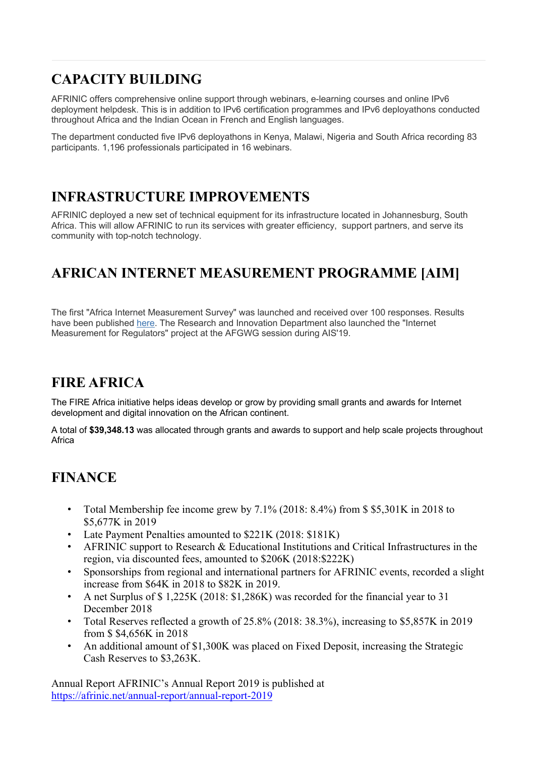## CAPACITY BUILDING

AFRINIC offers comprehensive online support through webinars, e-learning courses and online IPv6 deployment helpdesk. This is in addition to IPv6 certification programmes and IPv6 deployathons conducted throughout Africa and the Indian Ocean in French and English languages.

The department conducted five IPv6 deployathons in Kenya, Malawi, Nigeria and South Africa recording 83 participants. 1,196 professionals participated in 16 webinars.

## INFRASTRUCTURE IMPROVEMENTS

AFRINIC deployed a new set of technical equipment for its infrastructure located in Johannesburg, South Africa. This will allow AFRINIC to run its services with greater efficiency, support partners, and serve its community with top-notch technology.

## AFRICAN INTERNET MEASUREMENT PROGRAMME [AIM]

The first "Africa Internet Measurement Survey" was launched and received over 100 responses. Results have been published here. The Research and Innovation Department also launched the "Internet Measurement for Regulators" project at the AFGWG session during AIS'19.

## FIRE AFRICA

The FIRE Africa initiative helps ideas develop or grow by providing small grants and awards for Internet development and digital innovation on the African continent.

A total of **$39,348.13** was allocated through grants and awards to support and help scale projects throughout Africa

## FINANCE

- Total Membership fee income grew by 7.1% (2018: 8.4%) from $ $5,301K in 2018 to $5,677K in 2019
- Late Payment Penalties amounted to $221K (2018: $181K)
- AFRINIC support to Research & Educational Institutions and Critical Infrastructures in the region, via discounted fees, amounted to $206K (2018:$222K)
- Sponsorships from regional and international partners for AFRINIC events, recorded a slight increase from $64K in 2018 to $82K in 2019.
- A net Surplus of $ 1,225K (2018: $1,286K) was recorded for the financial year to 31 December 2018
- Total Reserves reflected a growth of 25.8% (2018: 38.3%), increasing to $5,857K in 2019 from $ $4,656K in 2018
- An additional amount of $1,300K was placed on Fixed Deposit, increasing the Strategic Cash Reserves to $3,263K.

Annual Report AFRINIC's Annual Report 2019 is published at https://afrinic.net/annual-report/annual-report-2019